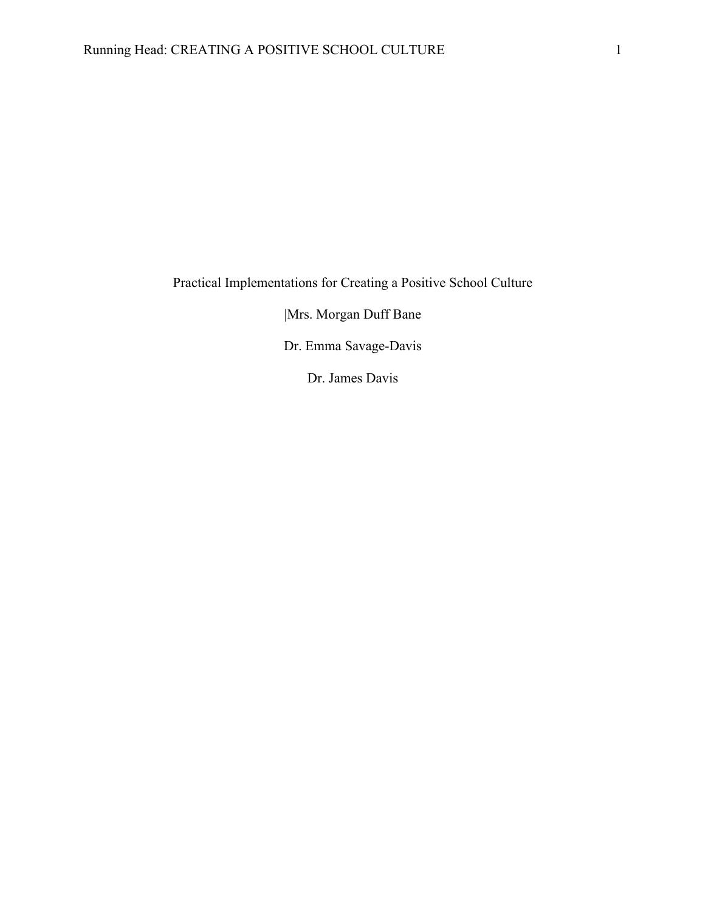# Practical Implementations for Creating a Positive School Culture

|Mrs. Morgan Duff Bane

Dr. Emma Savage-Davis

Dr. James Davis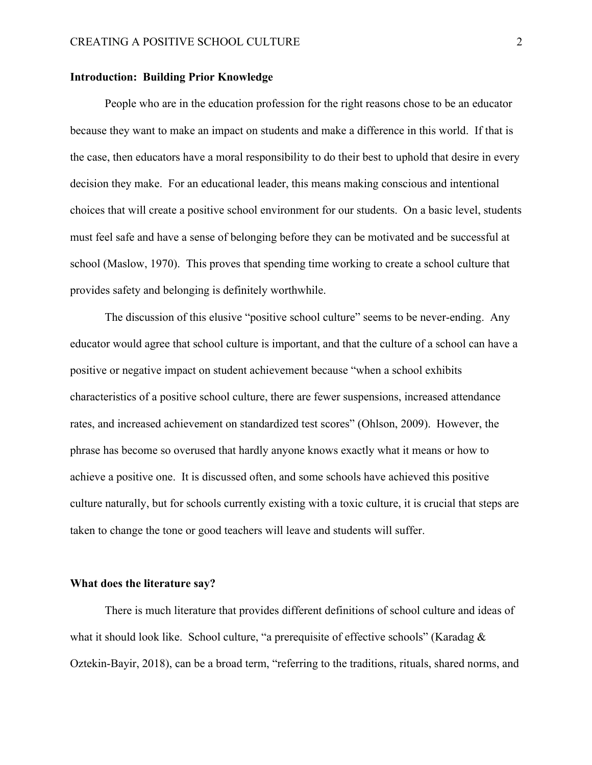**Introduction: Building Prior Knowledge**

People who are in the education profession for the right reasons chose to be an educator because they want to make an impact on students and make a difference in this world. If that is the case, then educators have a moral responsibility to do their best to uphold that desire in every decision they make. For an educational leader, this means making conscious and intentional choices that will create a positive school environment for our students. On a basic level, students must feel safe and have a sense of belonging before they can be motivated and be successful at school (Maslow, 1970). This proves that spending time working to create a school culture that provides safety and belonging is definitely worthwhile.

The discussion of this elusive "positive school culture" seems to be never-ending. Any educator would agree that school culture is important, and that the culture of a school can have a positive or negative impact on student achievement because "when a school exhibits characteristics of a positive school culture, there are fewer suspensions, increased attendance rates, and increased achievement on standardized test scores" (Ohlson, 2009). However, the phrase has become so overused that hardly anyone knows exactly what it means or how to achieve a positive one. It is discussed often, and some schools have achieved this positive culture naturally, but for schools currently existing with a toxic culture, it is crucial that steps are taken to change the tone or good teachers will leave and students will suffer.

**What does the literature say?**

There is much literature that provides different definitions of school culture and ideas of what it should look like. School culture, "a prerequisite of effective schools" (Karadag & Oztekin-Bayir, 2018), can be a broad term, "referring to the traditions, rituals, shared norms, and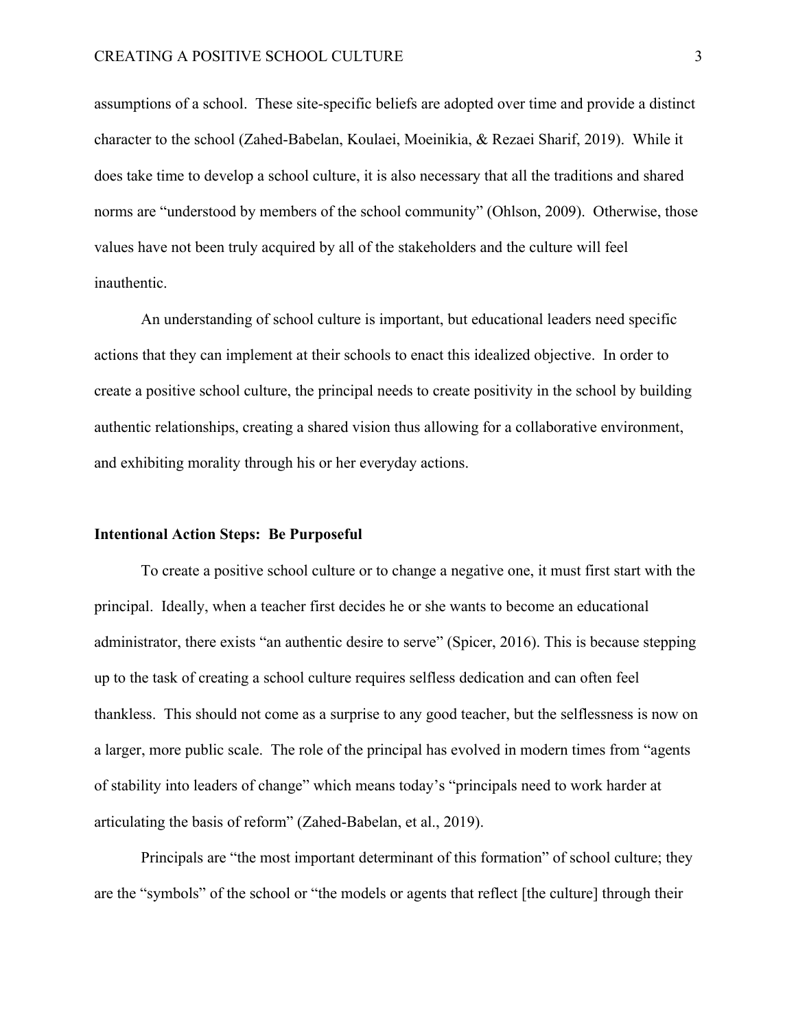assumptions of a school. These site-specific beliefs are adopted over time and provide a distinct character to the school (Zahed-Babelan, Koulaei, Moeinikia, & Rezaei Sharif, 2019). While it does take time to develop a school culture, it is also necessary that all the traditions and shared norms are "understood by members of the school community" (Ohlson, 2009). Otherwise, those values have not been truly acquired by all of the stakeholders and the culture will feel inauthentic.

An understanding of school culture is important, but educational leaders need specific actions that they can implement at their schools to enact this idealized objective. In order to create a positive school culture, the principal needs to create positivity in the school by building authentic relationships, creating a shared vision thus allowing for a collaborative environment, and exhibiting morality through his or her everyday actions.

**Intentional Action Steps: Be Purposeful**

To create a positive school culture or to change a negative one, it must first start with the principal. Ideally, when a teacher first decides he or she wants to become an educational administrator, there exists "an authentic desire to serve" (Spicer, 2016). This is because stepping up to the task of creating a school culture requires selfless dedication and can often feel thankless. This should not come as a surprise to any good teacher, but the selflessness is now on a larger, more public scale. The role of the principal has evolved in modern times from "agents of stability into leaders of change" which means today's "principals need to work harder at articulating the basis of reform" (Zahed-Babelan, et al., 2019).

Principals are "the most important determinant of this formation" of school culture; they are the "symbols" of the school or "the models or agents that reflect [the culture] through their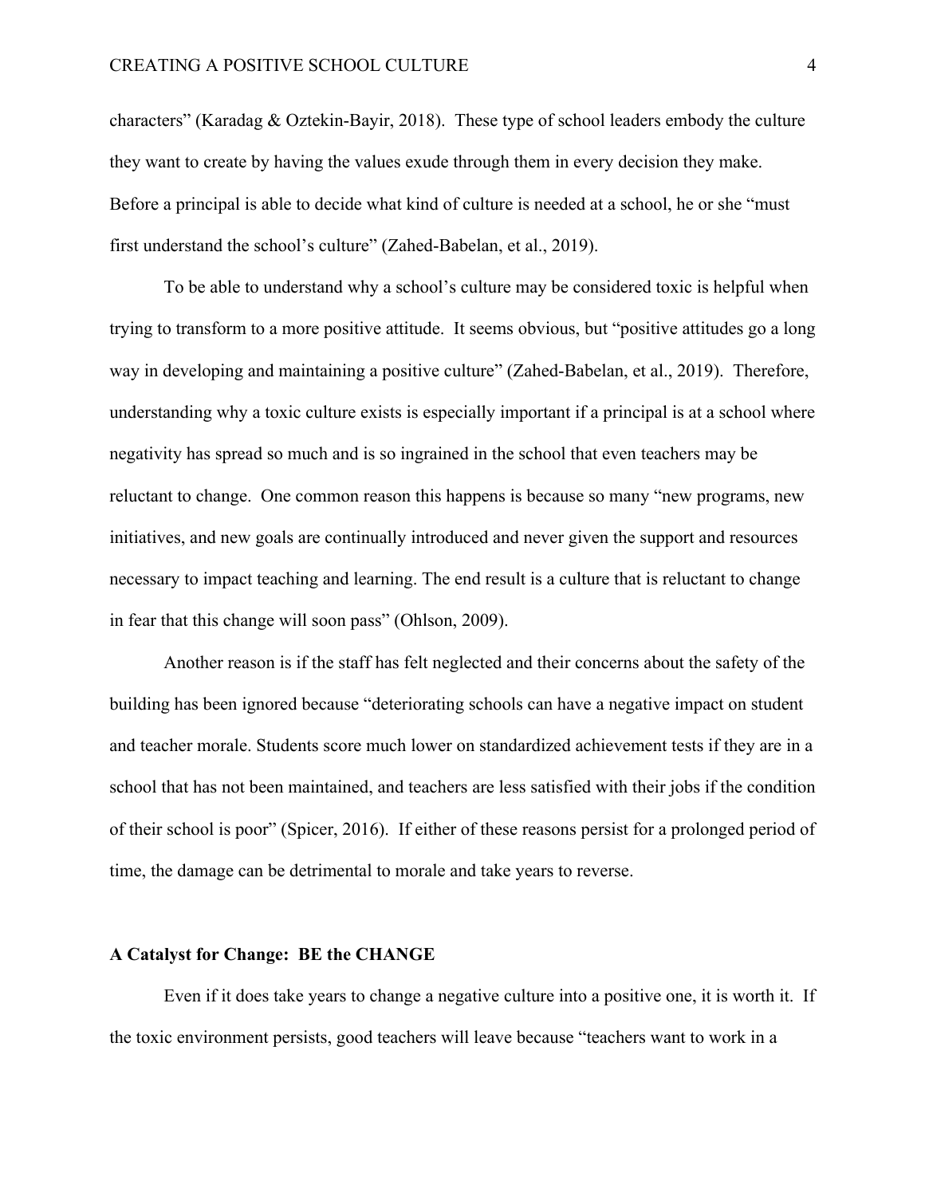characters" (Karadag & Oztekin-Bayir, 2018). These type of school leaders embody the culture they want to create by having the values exude through them in every decision they make. Before a principal is able to decide what kind of culture is needed at a school, he or she "must first understand the school's culture" (Zahed-Babelan, et al., 2019).

To be able to understand why a school's culture may be considered toxic is helpful when trying to transform to a more positive attitude. It seems obvious, but "positive attitudes go a long way in developing and maintaining a positive culture" (Zahed-Babelan, et al., 2019). Therefore, understanding why a toxic culture exists is especially important if a principal is at a school where negativity has spread so much and is so ingrained in the school that even teachers may be reluctant to change. One common reason this happens is because so many "new programs, new initiatives, and new goals are continually introduced and never given the support and resources necessary to impact teaching and learning. The end result is a culture that is reluctant to change in fear that this change will soon pass" (Ohlson, 2009).

Another reason is if the staff has felt neglected and their concerns about the safety of the building has been ignored because "deteriorating schools can have a negative impact on student and teacher morale. Students score much lower on standardized achievement tests if they are in a school that has not been maintained, and teachers are less satisfied with their jobs if the condition of their school is poor" (Spicer, 2016). If either of these reasons persist for a prolonged period of time, the damage can be detrimental to morale and take years to reverse.

**A Catalyst for Change: BE the CHANGE**

Even if it does take years to change a negative culture into a positive one, it is worth it. If the toxic environment persists, good teachers will leave because "teachers want to work in a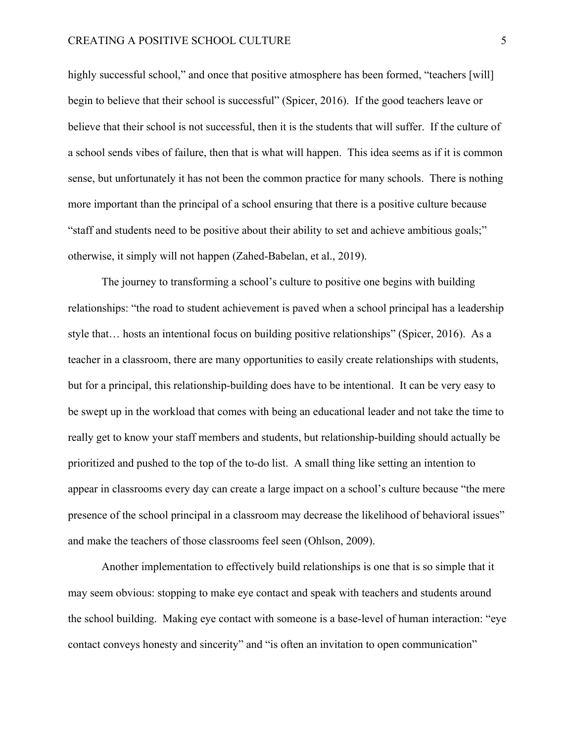highly successful school," and once that positive atmosphere has been formed, "teachers [will] begin to believe that their school is successful" (Spicer, 2016). If the good teachers leave or believe that their school is not successful, then it is the students that will suffer. If the culture of a school sends vibes of failure, then that is what will happen. This idea seems as if it is common sense, but unfortunately it has not been the common practice for many schools. There is nothing more important than the principal of a school ensuring that there is a positive culture because "staff and students need to be positive about their ability to set and achieve ambitious goals;" otherwise, it simply will not happen (Zahed-Babelan, et al., 2019).

The journey to transforming a school's culture to positive one begins with building relationships: "the road to student achievement is paved when a school principal has a leadership style that… hosts an intentional focus on building positive relationships" (Spicer, 2016). As a teacher in a classroom, there are many opportunities to easily create relationships with students, but for a principal, this relationship-building does have to be intentional. It can be very easy to be swept up in the workload that comes with being an educational leader and not take the time to really get to know your staff members and students, but relationship-building should actually be prioritized and pushed to the top of the to-do list. A small thing like setting an intention to appear in classrooms every day can create a large impact on a school's culture because "the mere presence of the school principal in a classroom may decrease the likelihood of behavioral issues" and make the teachers of those classrooms feel seen (Ohlson, 2009).

Another implementation to effectively build relationships is one that is so simple that it may seem obvious: stopping to make eye contact and speak with teachers and students around the school building. Making eye contact with someone is a base-level of human interaction: "eye contact conveys honesty and sincerity" and "is often an invitation to open communication"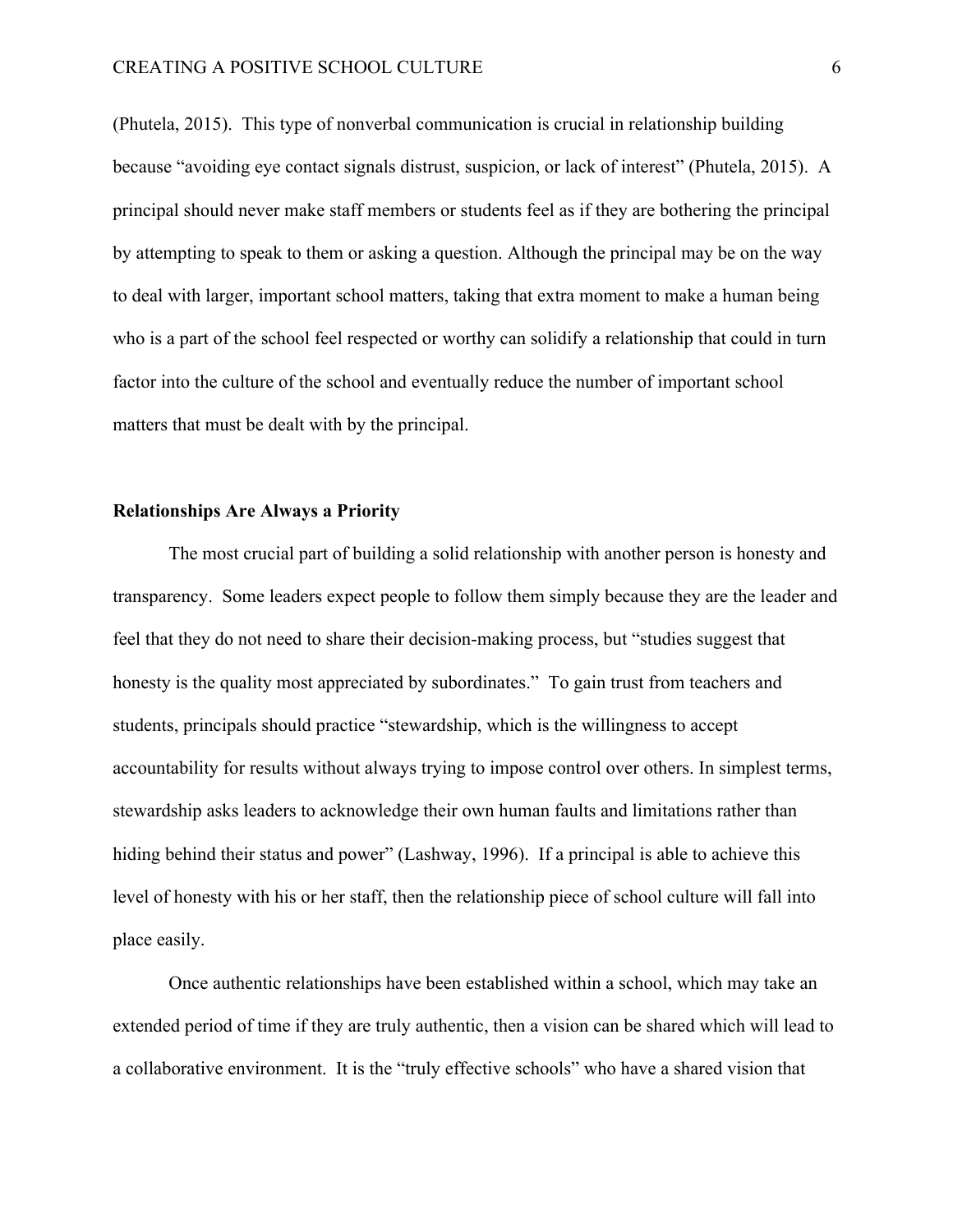(Phutela, 2015). This type of nonverbal communication is crucial in relationship building because "avoiding eye contact signals distrust, suspicion, or lack of interest" (Phutela, 2015). A principal should never make staff members or students feel as if they are bothering the principal by attempting to speak to them or asking a question. Although the principal may be on the way to deal with larger, important school matters, taking that extra moment to make a human being who is a part of the school feel respected or worthy can solidify a relationship that could in turn factor into the culture of the school and eventually reduce the number of important school matters that must be dealt with by the principal.

**Relationships Are Always a Priority**

The most crucial part of building a solid relationship with another person is honesty and transparency. Some leaders expect people to follow them simply because they are the leader and feel that they do not need to share their decision-making process, but "studies suggest that honesty is the quality most appreciated by subordinates." To gain trust from teachers and students, principals should practice "stewardship, which is the willingness to accept accountability for results without always trying to impose control over others. In simplest terms, stewardship asks leaders to acknowledge their own human faults and limitations rather than hiding behind their status and power" (Lashway, 1996). If a principal is able to achieve this level of honesty with his or her staff, then the relationship piece of school culture will fall into place easily.

Once authentic relationships have been established within a school, which may take an extended period of time if they are truly authentic, then a vision can be shared which will lead to a collaborative environment. It is the "truly effective schools" who have a shared vision that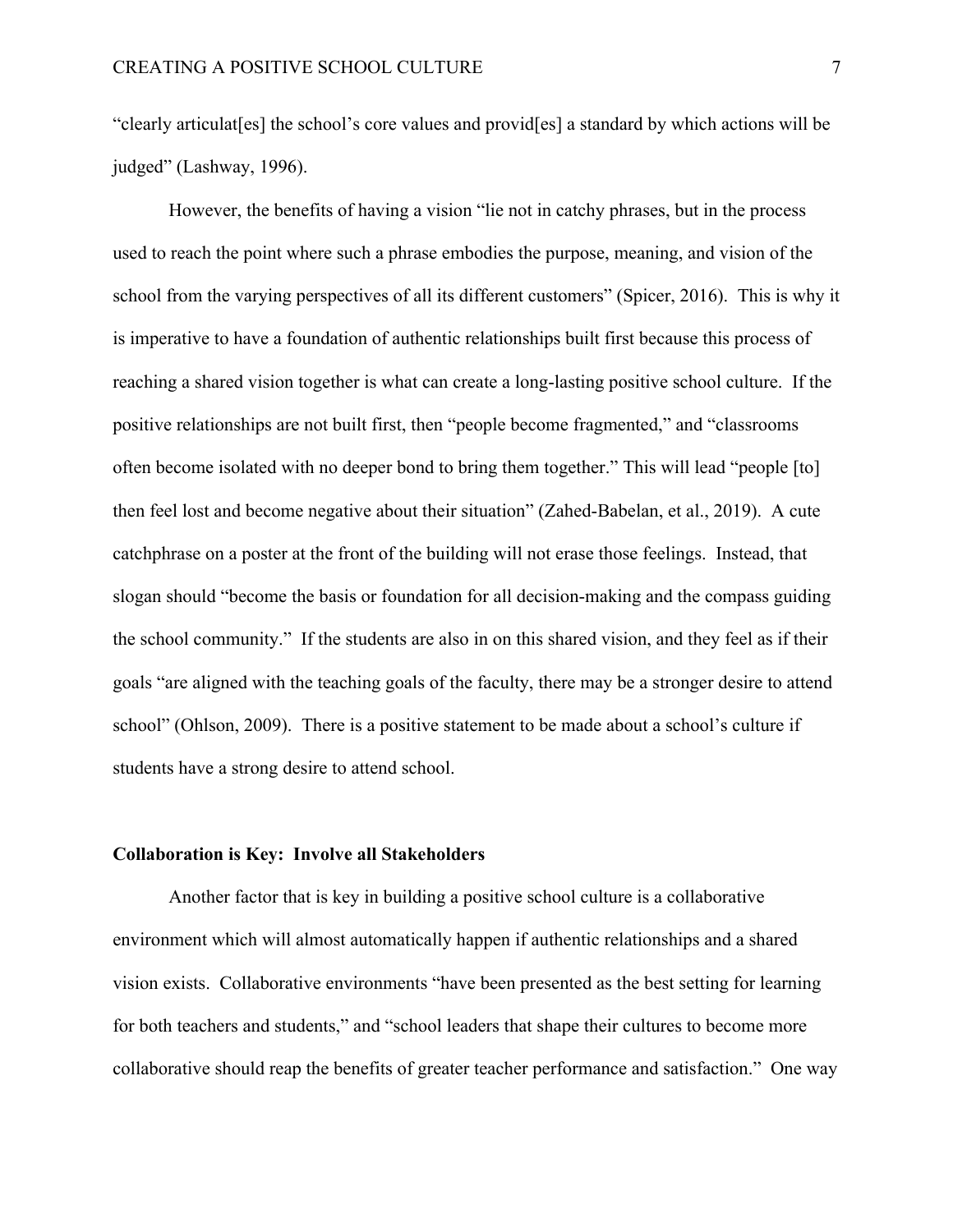"clearly articulat[es] the school's core values and provid[es] a standard by which actions will be judged" (Lashway, 1996).

However, the benefits of having a vision "lie not in catchy phrases, but in the process used to reach the point where such a phrase embodies the purpose, meaning, and vision of the school from the varying perspectives of all its different customers" (Spicer, 2016). This is why it is imperative to have a foundation of authentic relationships built first because this process of reaching a shared vision together is what can create a long-lasting positive school culture. If the positive relationships are not built first, then "people become fragmented," and "classrooms often become isolated with no deeper bond to bring them together." This will lead "people [to] then feel lost and become negative about their situation" (Zahed-Babelan, et al., 2019). A cute catchphrase on a poster at the front of the building will not erase those feelings. Instead, that slogan should "become the basis or foundation for all decision-making and the compass guiding the school community." If the students are also in on this shared vision, and they feel as if their goals "are aligned with the teaching goals of the faculty, there may be a stronger desire to attend school" (Ohlson, 2009). There is a positive statement to be made about a school's culture if students have a strong desire to attend school.

**Collaboration is Key: Involve all Stakeholders**

Another factor that is key in building a positive school culture is a collaborative environment which will almost automatically happen if authentic relationships and a shared vision exists. Collaborative environments "have been presented as the best setting for learning for both teachers and students," and "school leaders that shape their cultures to become more collaborative should reap the benefits of greater teacher performance and satisfaction." One way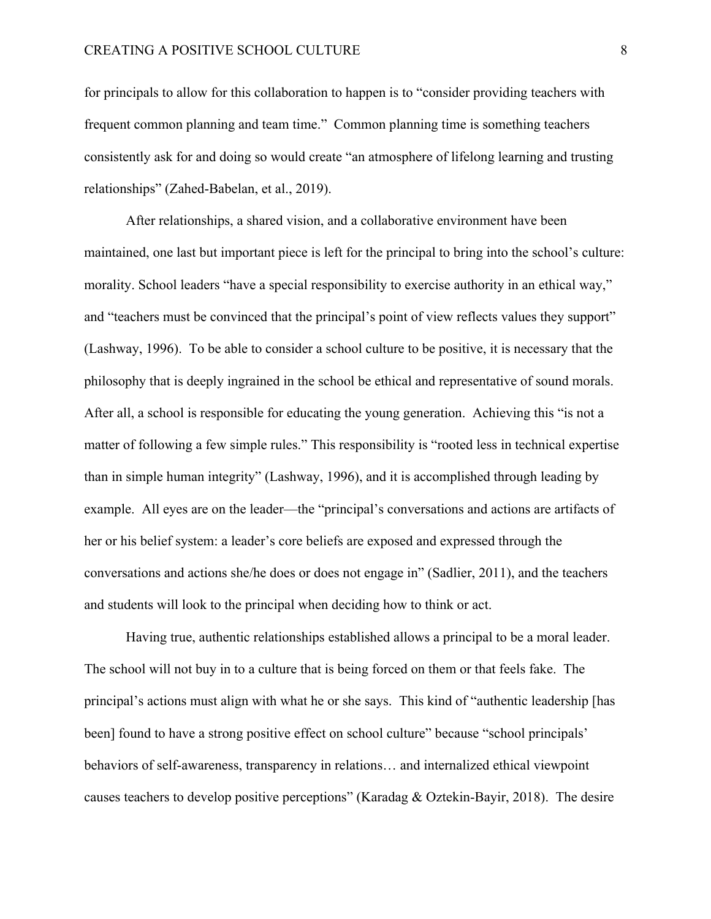for principals to allow for this collaboration to happen is to "consider providing teachers with frequent common planning and team time." Common planning time is something teachers consistently ask for and doing so would create "an atmosphere of lifelong learning and trusting relationships" (Zahed-Babelan, et al., 2019).

After relationships, a shared vision, and a collaborative environment have been maintained, one last but important piece is left for the principal to bring into the school's culture: morality. School leaders "have a special responsibility to exercise authority in an ethical way," and "teachers must be convinced that the principal's point of view reflects values they support" (Lashway, 1996). To be able to consider a school culture to be positive, it is necessary that the philosophy that is deeply ingrained in the school be ethical and representative of sound morals. After all, a school is responsible for educating the young generation. Achieving this "is not a matter of following a few simple rules." This responsibility is "rooted less in technical expertise than in simple human integrity" (Lashway, 1996), and it is accomplished through leading by example. All eyes are on the leader—the "principal's conversations and actions are artifacts of her or his belief system: a leader's core beliefs are exposed and expressed through the conversations and actions she/he does or does not engage in" (Sadlier, 2011), and the teachers and students will look to the principal when deciding how to think or act.

Having true, authentic relationships established allows a principal to be a moral leader. The school will not buy in to a culture that is being forced on them or that feels fake. The principal's actions must align with what he or she says. This kind of "authentic leadership [has been] found to have a strong positive effect on school culture" because "school principals' behaviors of self-awareness, transparency in relations… and internalized ethical viewpoint causes teachers to develop positive perceptions" (Karadag & Oztekin-Bayir, 2018). The desire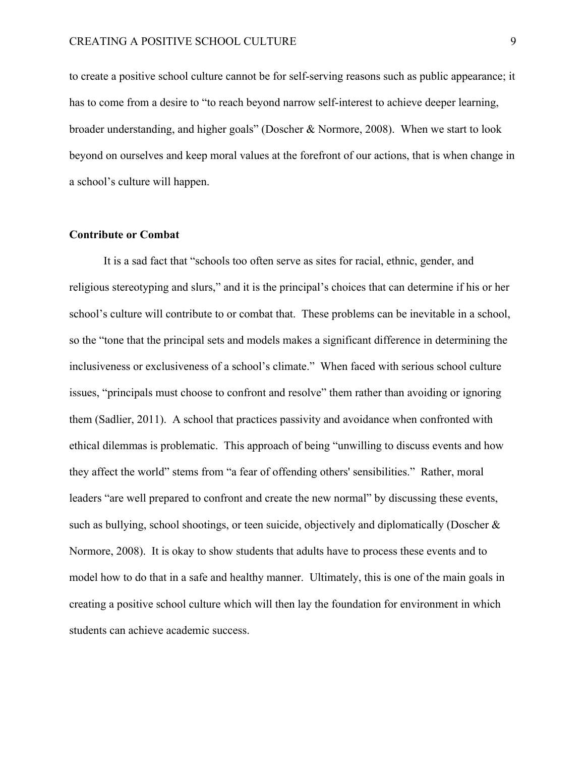to create a positive school culture cannot be for self-serving reasons such as public appearance; it has to come from a desire to "to reach beyond narrow self-interest to achieve deeper learning, broader understanding, and higher goals" (Doscher & Normore, 2008). When we start to look beyond on ourselves and keep moral values at the forefront of our actions, that is when change in a school's culture will happen.

**Contribute or Combat**

It is a sad fact that "schools too often serve as sites for racial, ethnic, gender, and religious stereotyping and slurs," and it is the principal's choices that can determine if his or her school's culture will contribute to or combat that. These problems can be inevitable in a school, so the "tone that the principal sets and models makes a significant difference in determining the inclusiveness or exclusiveness of a school's climate." When faced with serious school culture issues, "principals must choose to confront and resolve" them rather than avoiding or ignoring them (Sadlier, 2011). A school that practices passivity and avoidance when confronted with ethical dilemmas is problematic. This approach of being "unwilling to discuss events and how they affect the world" stems from "a fear of offending others' sensibilities." Rather, moral leaders "are well prepared to confront and create the new normal" by discussing these events, such as bullying, school shootings, or teen suicide, objectively and diplomatically (Doscher & Normore, 2008). It is okay to show students that adults have to process these events and to model how to do that in a safe and healthy manner. Ultimately, this is one of the main goals in creating a positive school culture which will then lay the foundation for environment in which students can achieve academic success.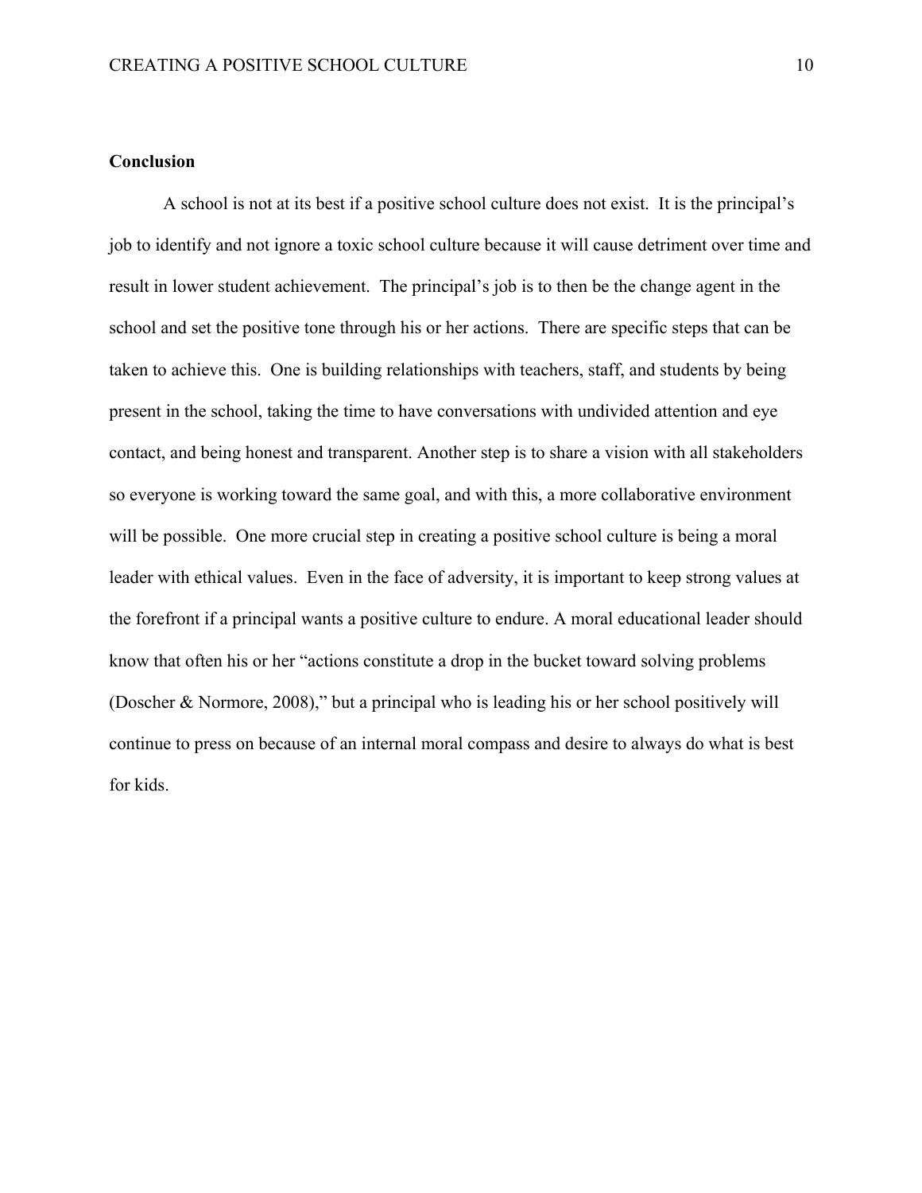**Conclusion**

A school is not at its best if a positive school culture does not exist. It is the principal's job to identify and not ignore a toxic school culture because it will cause detriment over time and result in lower student achievement. The principal's job is to then be the change agent in the school and set the positive tone through his or her actions. There are specific steps that can be taken to achieve this. One is building relationships with teachers, staff, and students by being present in the school, taking the time to have conversations with undivided attention and eye contact, and being honest and transparent. Another step is to share a vision with all stakeholders so everyone is working toward the same goal, and with this, a more collaborative environment will be possible. One more crucial step in creating a positive school culture is being a moral leader with ethical values. Even in the face of adversity, it is important to keep strong values at the forefront if a principal wants a positive culture to endure. A moral educational leader should know that often his or her "actions constitute a drop in the bucket toward solving problems (Doscher & Normore, 2008)," but a principal who is leading his or her school positively will continue to press on because of an internal moral compass and desire to always do what is best for kids.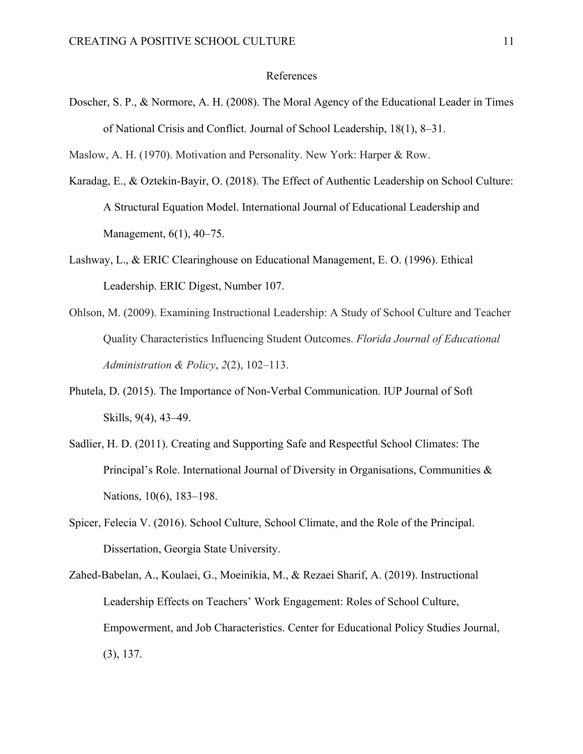# References

Doscher, S. P., & Normore, A. H. (2008). The Moral Agency of the Educational Leader in Times of National Crisis and Conflict. Journal of School Leadership, 18(1), 8–31.

Maslow, A. H. (1970). Motivation and Personality. New York: Harper & Row.

Karadag, E., & Oztekin-Bayir, O. (2018). The Effect of Authentic Leadership on School Culture: A Structural Equation Model. International Journal of Educational Leadership and Management, 6(1), 40–75.

Lashway, L., & ERIC Clearinghouse on Educational Management, E. O. (1996). Ethical Leadership. ERIC Digest, Number 107.

Ohlson, M. (2009). Examining Instructional Leadership: A Study of School Culture and Teacher Quality Characteristics Influencing Student Outcomes. *Florida Journal of Educational Administration & Policy*, *2*(2), 102–113.

Phutela, D. (2015). The Importance of Non-Verbal Communication. IUP Journal of Soft Skills, 9(4), 43–49.

Sadlier, H. D. (2011). Creating and Supporting Safe and Respectful School Climates: The Principal's Role. International Journal of Diversity in Organisations, Communities & Nations, 10(6), 183–198.

Spicer, Felecia V. (2016). School Culture, School Climate, and the Role of the Principal. Dissertation, Georgia State University.

Zahed-Babelan, A., Koulaei, G., Moeinikia, M., & Rezaei Sharif, A. (2019). Instructional Leadership Effects on Teachers' Work Engagement: Roles of School Culture, Empowerment, and Job Characteristics. Center for Educational Policy Studies Journal, (3), 137.